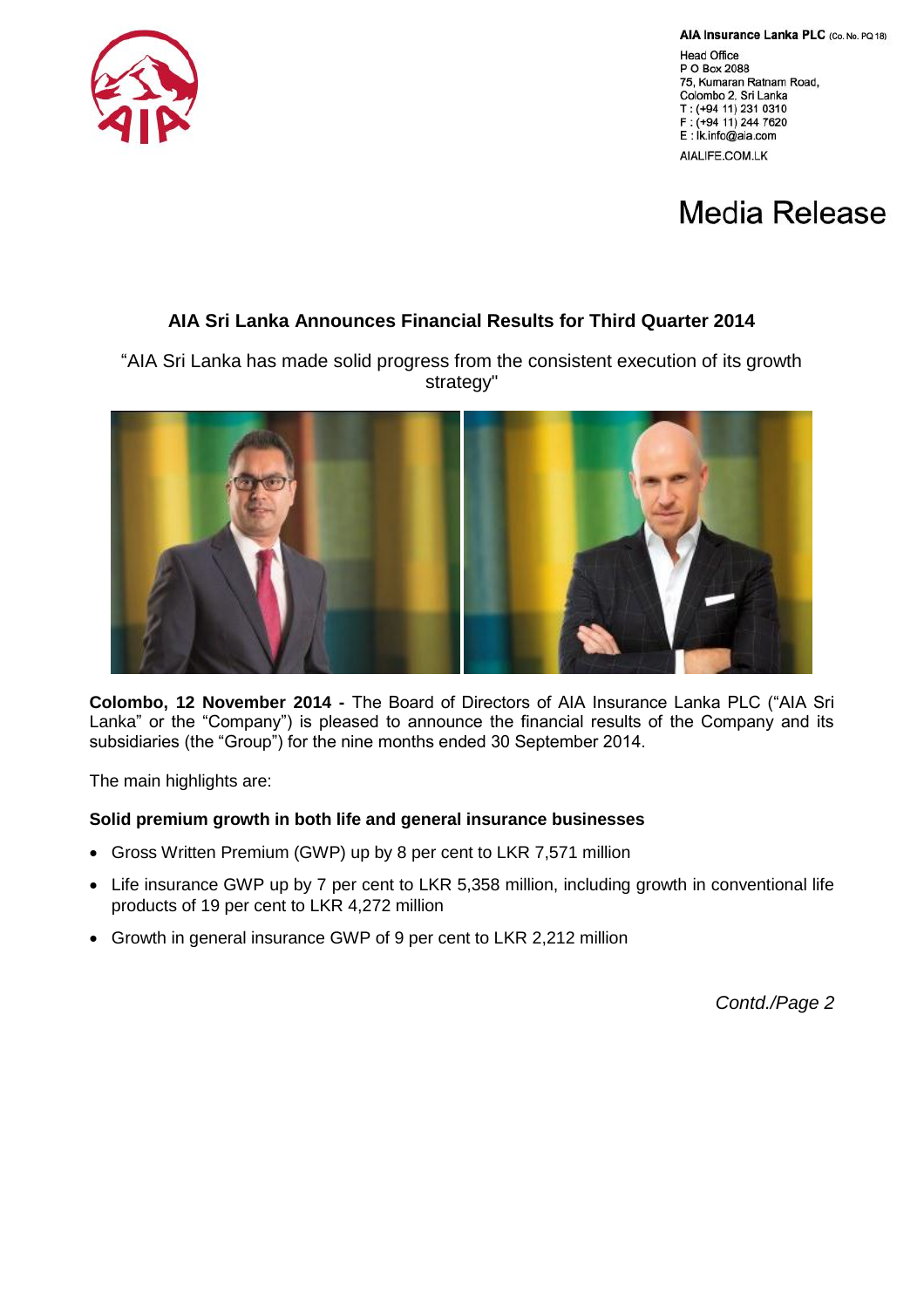**AIA Insurance Lanka PLC** (Co. No. PQ 18)

Head Office
P O Box 2088
75, Kumaran Ratnam Road,
Colombo 2. Sri Lanka
T : (+94 11) 231 0310
F : (+94 11) 244 7620
E : lk.info@aia.com

AIALIFE.COM.LK

# Media Release

## AIA Sri Lanka Announces Financial Results for Third Quarter 2014

"AIA Sri Lanka has made solid progress from the consistent execution of its growth strategy"

**Colombo, 12 November 2014 -** The Board of Directors of AIA Insurance Lanka PLC ("AIA Sri Lanka" or the "Company") is pleased to announce the financial results of the Company and its subsidiaries (the "Group") for the nine months ended 30 September 2014.

The main highlights are:

**Solid premium growth in both life and general insurance businesses**

- Gross Written Premium (GWP) up by 8 per cent to LKR 7,571 million
- Life insurance GWP up by 7 per cent to LKR 5,358 million, including growth in conventional life products of 19 per cent to LKR 4,272 million
- Growth in general insurance GWP of 9 per cent to LKR 2,212 million

*Contd./Page 2*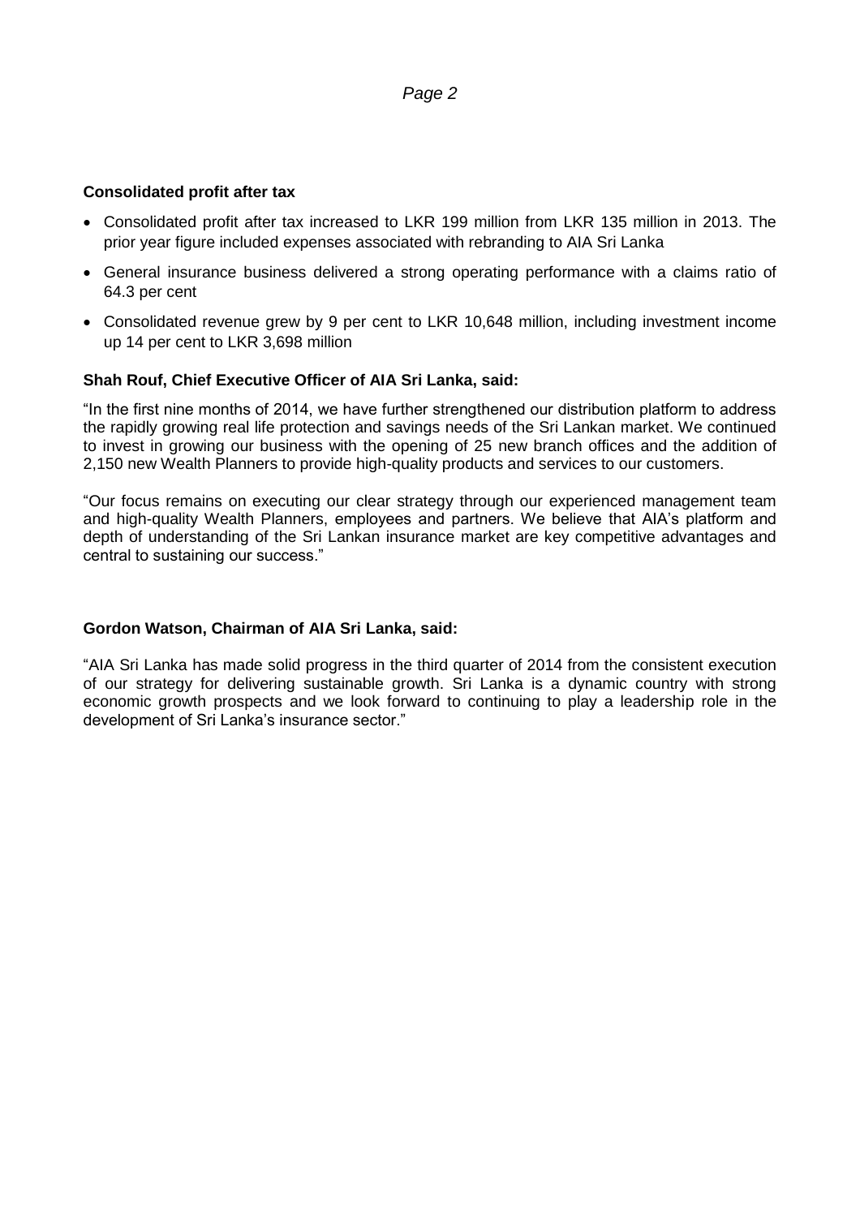**Consolidated profit after tax**

- Consolidated profit after tax increased to LKR 199 million from LKR 135 million in 2013. The prior year figure included expenses associated with rebranding to AIA Sri Lanka
- General insurance business delivered a strong operating performance with a claims ratio of 64.3 per cent
- Consolidated revenue grew by 9 per cent to LKR 10,648 million, including investment income up 14 per cent to LKR 3,698 million

**Shah Rouf, Chief Executive Officer of AIA Sri Lanka, said:**

"In the first nine months of 2014, we have further strengthened our distribution platform to address the rapidly growing real life protection and savings needs of the Sri Lankan market. We continued to invest in growing our business with the opening of 25 new branch offices and the addition of 2,150 new Wealth Planners to provide high-quality products and services to our customers.

"Our focus remains on executing our clear strategy through our experienced management team and high-quality Wealth Planners, employees and partners. We believe that AIA's platform and depth of understanding of the Sri Lankan insurance market are key competitive advantages and central to sustaining our success."

**Gordon Watson, Chairman of AIA Sri Lanka, said:**

"AIA Sri Lanka has made solid progress in the third quarter of 2014 from the consistent execution of our strategy for delivering sustainable growth. Sri Lanka is a dynamic country with strong economic growth prospects and we look forward to continuing to play a leadership role in the development of Sri Lanka's insurance sector."